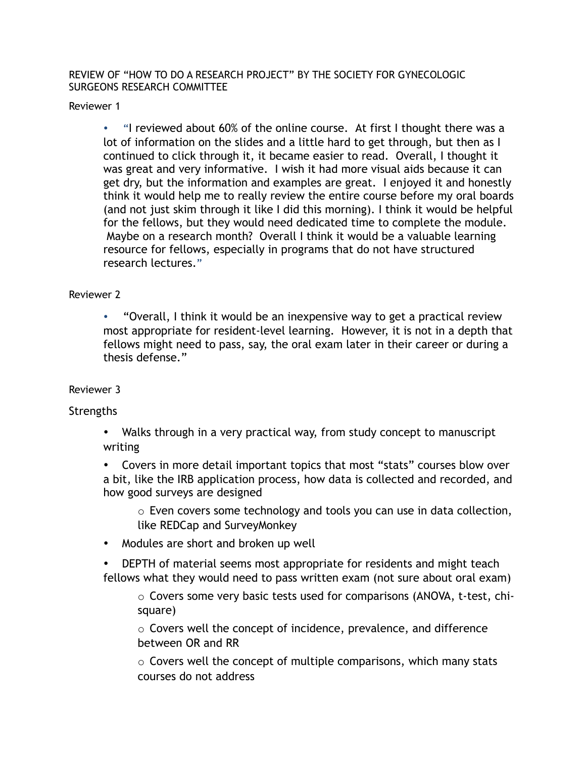REVIEW OF "HOW TO DO A RESEARCH PROJECT" BY THE SOCIETY FOR GYNECOLOGIC SURGEONS RESEARCH COMMITTEE

Reviewer 1

- "I reviewed about 60% of the online course. At first I thought there was a lot of information on the slides and a little hard to get through, but then as I continued to click through it, it became easier to read. Overall, I thought it was great and very informative. I wish it had more visual aids because it can get dry, but the information and examples are great. I enjoyed it and honestly think it would help me to really review the entire course before my oral boards (and not just skim through it like I did this morning). I think it would be helpful for the fellows, but they would need dedicated time to complete the module. Maybe on a research month? Overall I think it would be a valuable learning resource for fellows, especially in programs that do not have structured research lectures."

Reviewer 2

- "Overall, I think it would be an inexpensive way to get a practical review most appropriate for resident-level learning. However, it is not in a depth that fellows might need to pass, say, the oral exam later in their career or during a thesis defense."

Reviewer 3

Strengths

- Walks through in a very practical way, from study concept to manuscript writing
- Covers in more detail important topics that most "stats" courses blow over a bit, like the IRB application process, how data is collected and recorded, and how good surveys are designed
    - Even covers some technology and tools you can use in data collection, like REDCap and SurveyMonkey
- Modules are short and broken up well
- DEPTH of material seems most appropriate for residents and might teach fellows what they would need to pass written exam (not sure about oral exam)
    - Covers some very basic tests used for comparisons (ANOVA, t-test, chi-square)
    - Covers well the concept of incidence, prevalence, and difference between OR and RR
    - Covers well the concept of multiple comparisons, which many stats courses do not address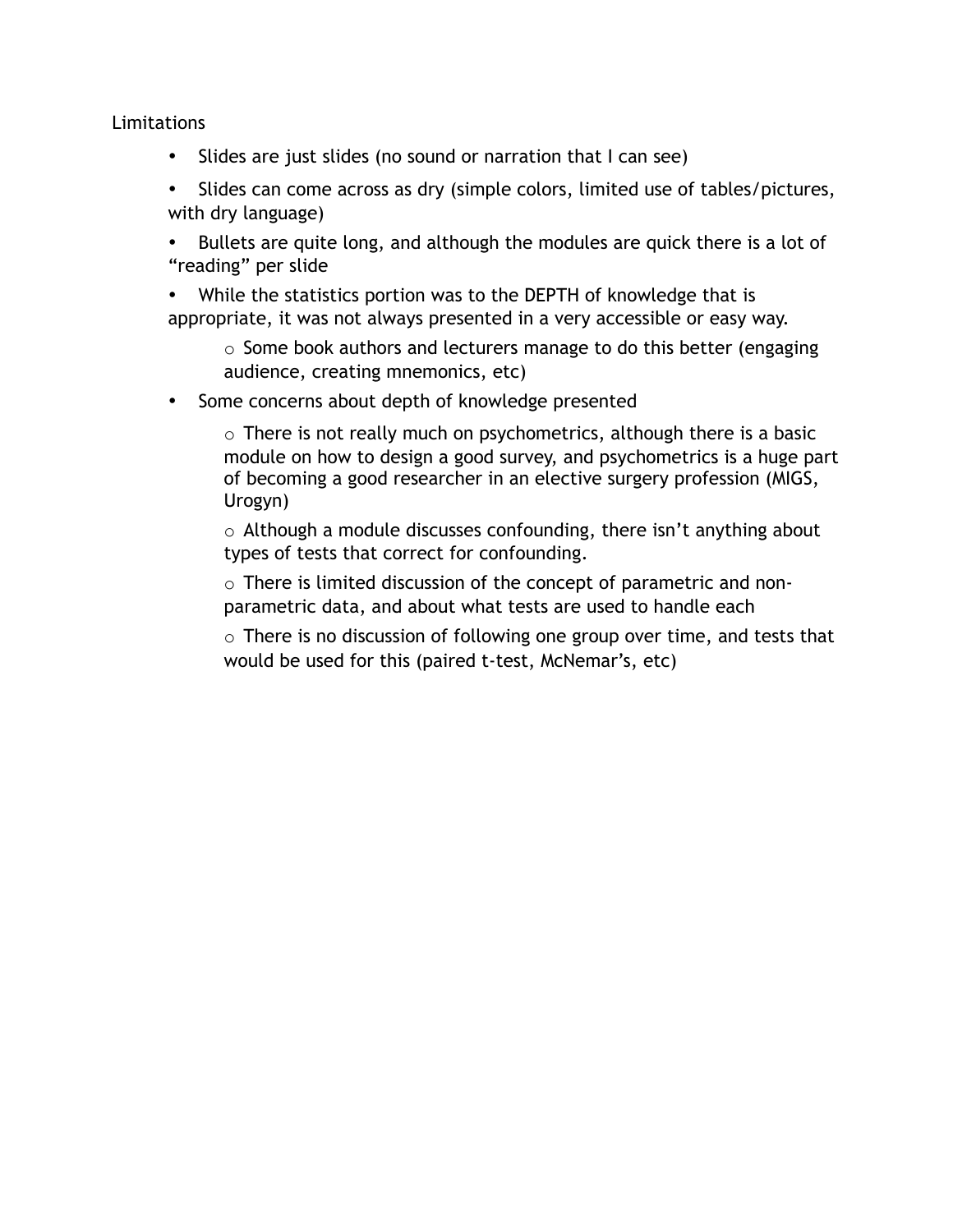Limitations

- Slides are just slides (no sound or narration that I can see)
- Slides can come across as dry (simple colors, limited use of tables/pictures, with dry language)
- Bullets are quite long, and although the modules are quick there is a lot of "reading" per slide
- While the statistics portion was to the DEPTH of knowledge that is appropriate, it was not always presented in a very accessible or easy way.
    - Some book authors and lecturers manage to do this better (engaging audience, creating mnemonics, etc)
- Some concerns about depth of knowledge presented
    - There is not really much on psychometrics, although there is a basic module on how to design a good survey, and psychometrics is a huge part of becoming a good researcher in an elective surgery profession (MIGS, Urogyn)
    - Although a module discusses confounding, there isn't anything about types of tests that correct for confounding.
    - There is limited discussion of the concept of parametric and non-parametric data, and about what tests are used to handle each
    - There is no discussion of following one group over time, and tests that would be used for this (paired t-test, McNemar's, etc)